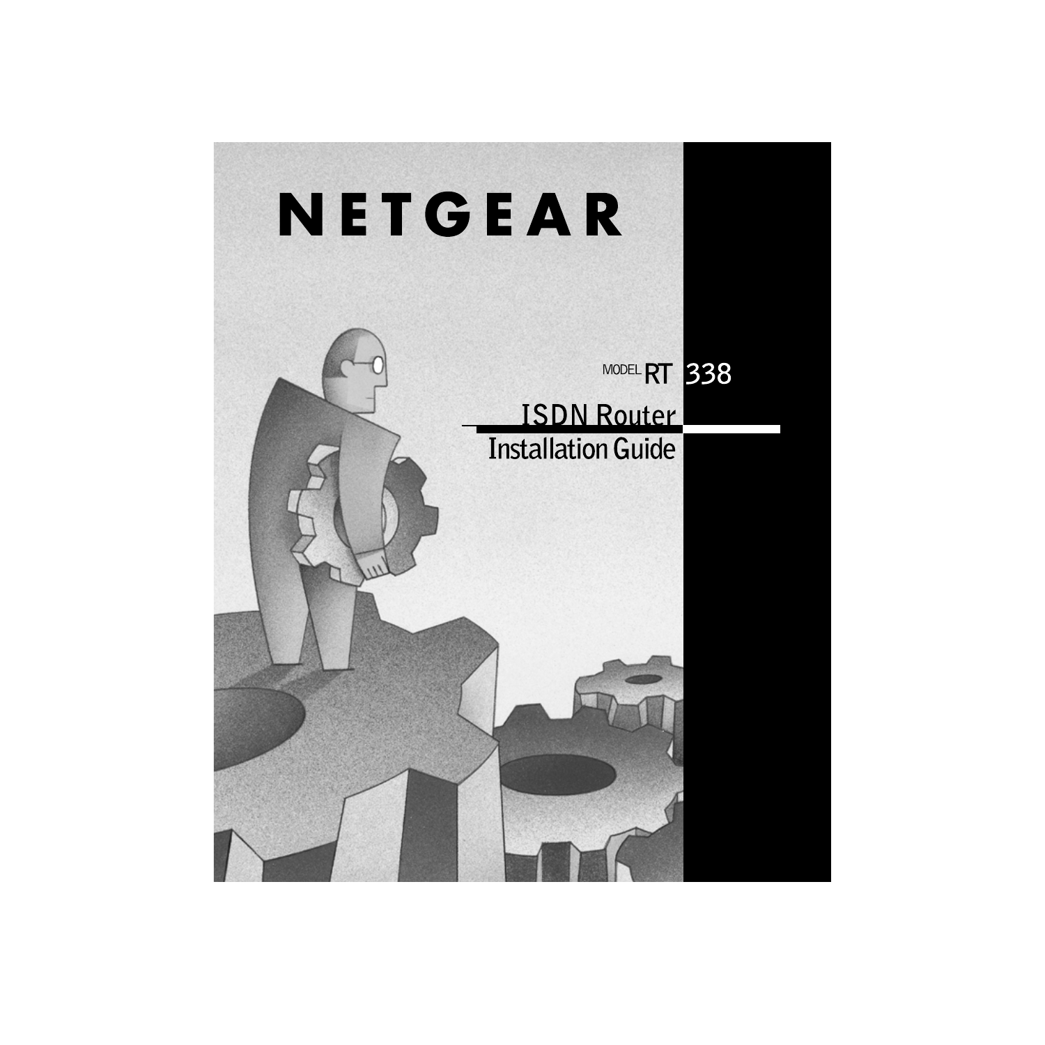# NETGEAR

MODEL RT 338

## ISDN Router

## Installation Guide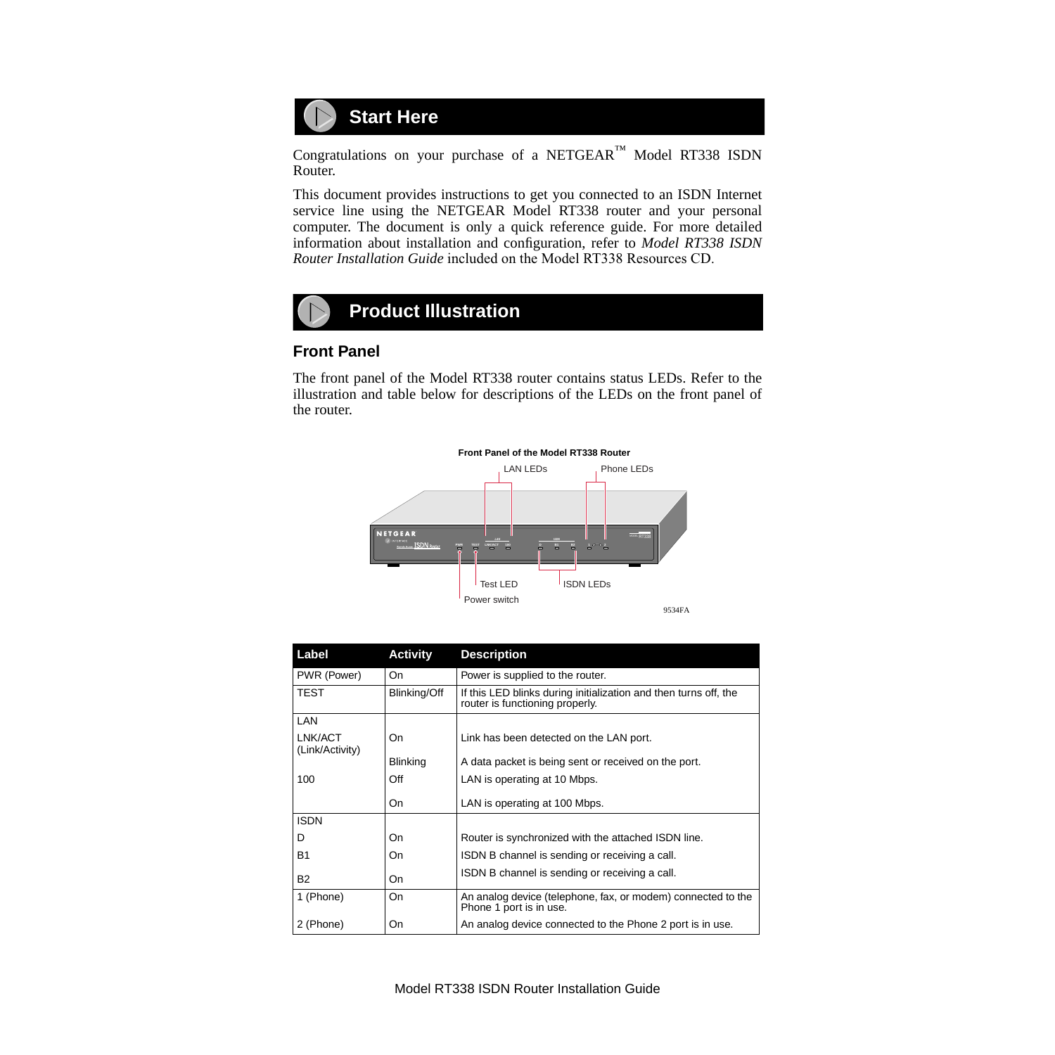# Start Here

Congratulations on your purchase of a NETGEAR™ Model RT338 ISDN Router.

This document provides instructions to get you connected to an ISDN Internet service line using the NETGEAR Model RT338 router and your personal computer. The document is only a quick reference guide. For more detailed information about installation and configuration, refer to *Model RT338 ISDN Router Installation Guide* included on the Model RT338 Resources CD.

# Product Illustration

## Front Panel

The front panel of the Model RT338 router contains status LEDs. Refer to the illustration and table below for descriptions of the LEDs on the front panel of the router.

**Front Panel of the Model RT338 Router**

LAN LEDs
Phone LEDs
Test LED
ISDN LEDs
Power switch

9534FA

| Label | Activity | Description |
|---|---|---|
| PWR (Power) | On | Power is supplied to the router. |
| TEST | Blinking/Off | If this LED blinks during initialization and then turns off, the router is functioning properly. |
| LAN | | |
| LNK/ACT (Link/Activity) | On | Link has been detected on the LAN port. |
| | Blinking | A data packet is being sent or received on the port. |
| 100 | Off | LAN is operating at 10 Mbps. |
| | On | LAN is operating at 100 Mbps. |
| ISDN | | |
| D | On | Router is synchronized with the attached ISDN line. |
| B1 | On | ISDN B channel is sending or receiving a call. |
| B2 | On | ISDN B channel is sending or receiving a call. |
| 1 (Phone) | On | An analog device (telephone, fax, or modem) connected to the Phone 1 port is in use. |
| 2 (Phone) | On | An analog device connected to the Phone 2 port is in use. |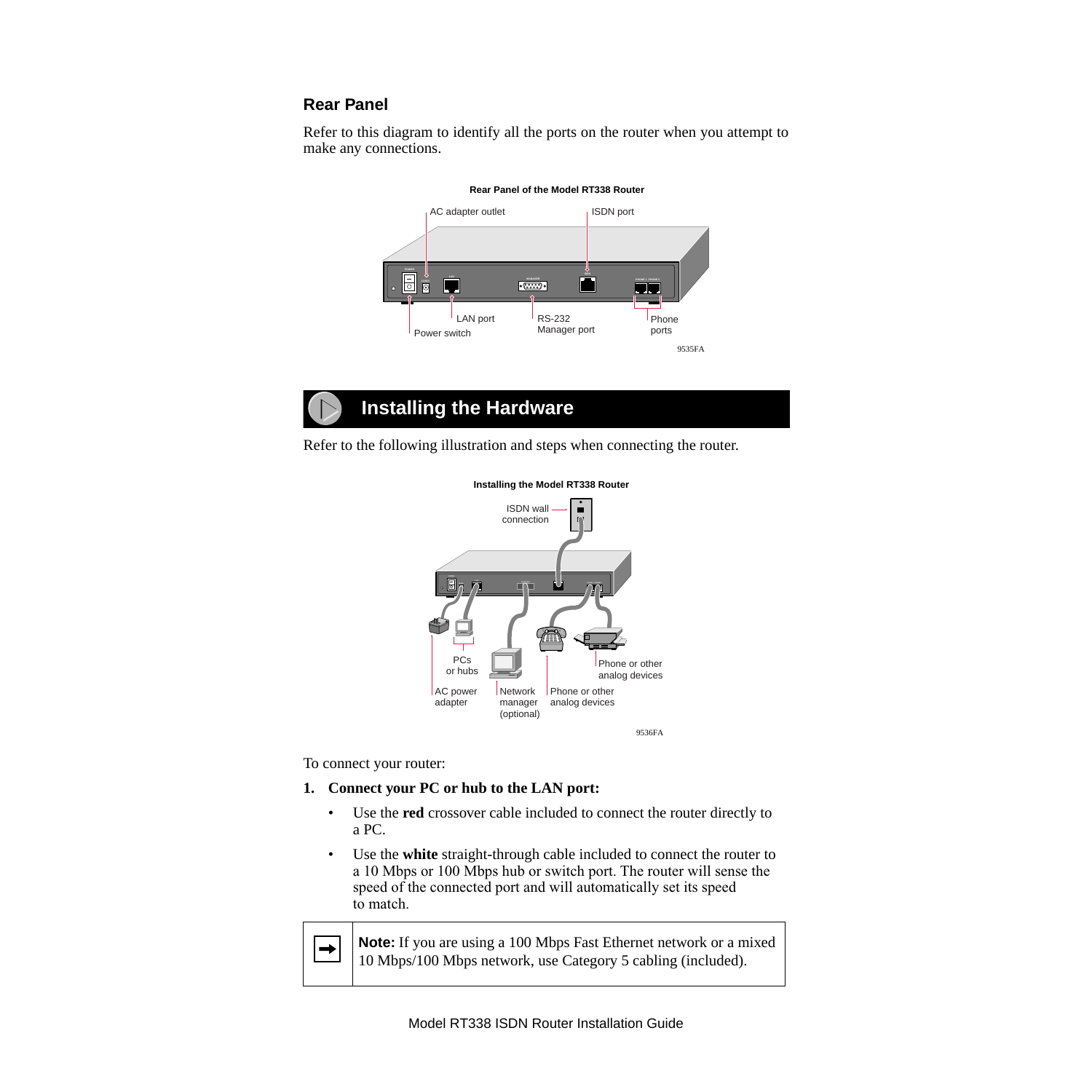## Rear Panel

Refer to this diagram to identify all the ports on the router when you attempt to make any connections.

**Rear Panel of the Model RT338 Router**

AC adapter outlet

ISDN port

LAN port

Power switch

RS-232 Manager port

Phone ports

9535FA

# Installing the Hardware

Refer to the following illustration and steps when connecting the router.

**Installing the Model RT338 Router**

ISDN wall connection

PCs or hubs

AC power adapter

Network manager (optional)

Phone or other analog devices

Phone or other analog devices

9536FA

To connect your router:

1. **Connect your PC or hub to the LAN port:**
   - Use the **red** crossover cable included to connect the router directly to a PC.
   - Use the **white** straight-through cable included to connect the router to a 10 Mbps or 100 Mbps hub or switch port. The router will sense the speed of the connected port and will automatically set its speed to match.

**Note:** If you are using a 100 Mbps Fast Ethernet network or a mixed 10 Mbps/100 Mbps network, use Category 5 cabling (included).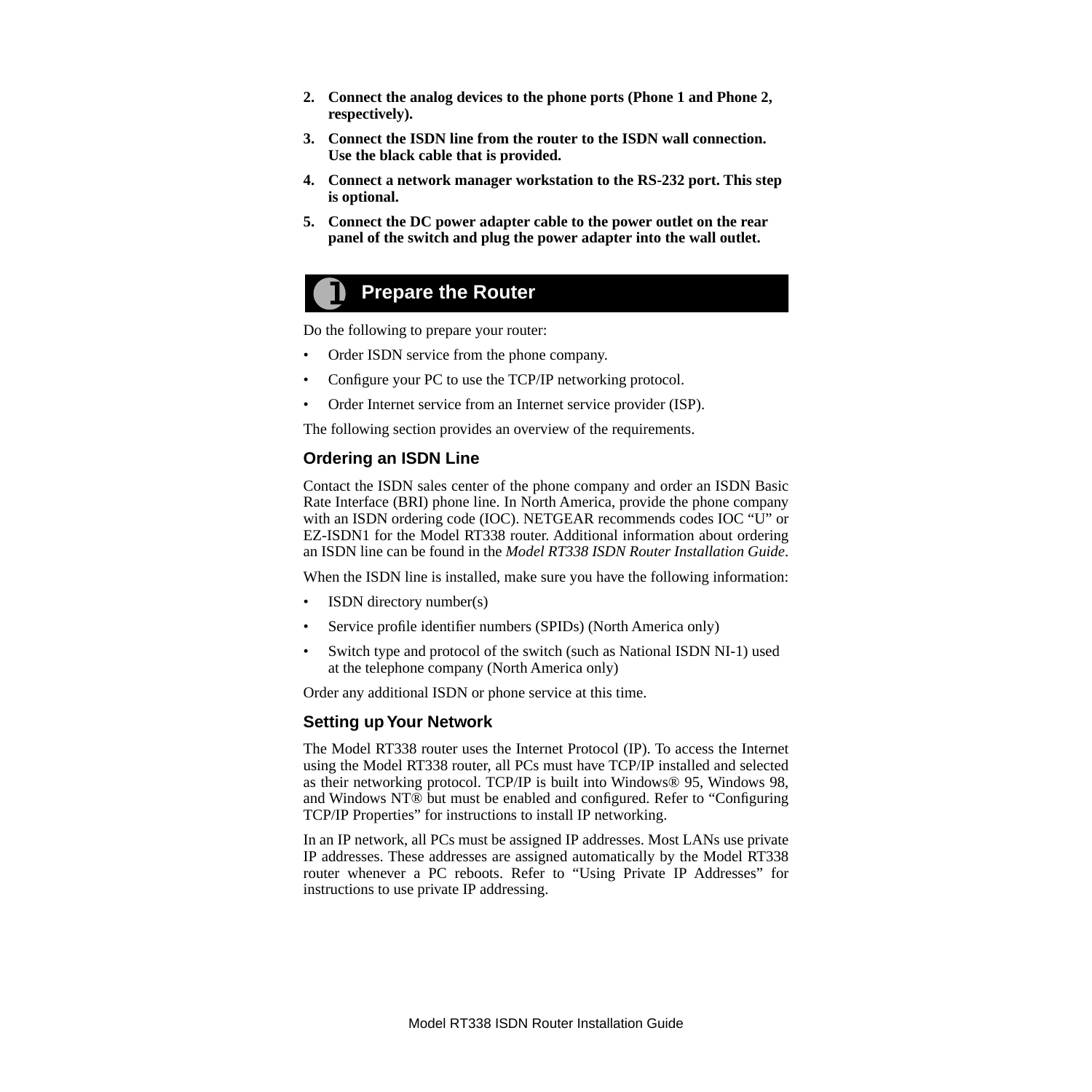2. **Connect the analog devices to the phone ports (Phone 1 and Phone 2, respectively).**
3. **Connect the ISDN line from the router to the ISDN wall connection. Use the black cable that is provided.**
4. **Connect a network manager workstation to the RS-232 port. This step is optional.**
5. **Connect the DC power adapter cable to the power outlet on the rear panel of the switch and plug the power adapter into the wall outlet.**

## 1 Prepare the Router

Do the following to prepare your router:

- Order ISDN service from the phone company.
- Configure your PC to use the TCP/IP networking protocol.
- Order Internet service from an Internet service provider (ISP).

The following section provides an overview of the requirements.

### Ordering an ISDN Line

Contact the ISDN sales center of the phone company and order an ISDN Basic Rate Interface (BRI) phone line. In North America, provide the phone company with an ISDN ordering code (IOC). NETGEAR recommends codes IOC “U” or EZ-ISDN1 for the Model RT338 router. Additional information about ordering an ISDN line can be found in the *Model RT338 ISDN Router Installation Guide*.

When the ISDN line is installed, make sure you have the following information:

- ISDN directory number(s)
- Service profile identifier numbers (SPIDs) (North America only)
- Switch type and protocol of the switch (such as National ISDN NI-1) used at the telephone company (North America only)

Order any additional ISDN or phone service at this time.

### Setting up Your Network

The Model RT338 router uses the Internet Protocol (IP). To access the Internet using the Model RT338 router, all PCs must have TCP/IP installed and selected as their networking protocol. TCP/IP is built into Windows® 95, Windows 98, and Windows NT® but must be enabled and configured. Refer to “Configuring TCP/IP Properties” for instructions to install IP networking.

In an IP network, all PCs must be assigned IP addresses. Most LANs use private IP addresses. These addresses are assigned automatically by the Model RT338 router whenever a PC reboots. Refer to “Using Private IP Addresses” for instructions to use private IP addressing.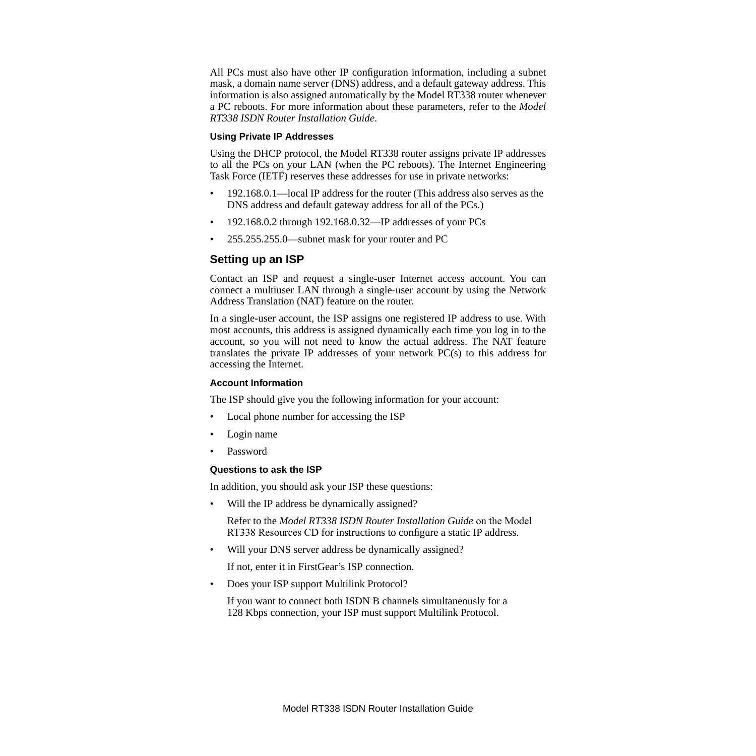All PCs must also have other IP configuration information, including a subnet mask, a domain name server (DNS) address, and a default gateway address. This information is also assigned automatically by the Model RT338 router whenever a PC reboots. For more information about these parameters, refer to the *Model RT338 ISDN Router Installation Guide*.

### Using Private IP Addresses

Using the DHCP protocol, the Model RT338 router assigns private IP addresses to all the PCs on your LAN (when the PC reboots). The Internet Engineering Task Force (IETF) reserves these addresses for use in private networks:

- 192.168.0.1—local IP address for the router (This address also serves as the DNS address and default gateway address for all of the PCs.)
- 192.168.0.2 through 192.168.0.32—IP addresses of your PCs
- 255.255.255.0—subnet mask for your router and PC

## Setting up an ISP

Contact an ISP and request a single-user Internet access account. You can connect a multiuser LAN through a single-user account by using the Network Address Translation (NAT) feature on the router.

In a single-user account, the ISP assigns one registered IP address to use. With most accounts, this address is assigned dynamically each time you log in to the account, so you will not need to know the actual address. The NAT feature translates the private IP addresses of your network PC(s) to this address for accessing the Internet.

### Account Information

The ISP should give you the following information for your account:

- Local phone number for accessing the ISP
- Login name
- Password

### Questions to ask the ISP

In addition, you should ask your ISP these questions:

- Will the IP address be dynamically assigned?

  Refer to the *Model RT338 ISDN Router Installation Guide* on the Model RT338 Resources CD for instructions to configure a static IP address.

- Will your DNS server address be dynamically assigned?

  If not, enter it in FirstGear's ISP connection.

- Does your ISP support Multilink Protocol?

  If you want to connect both ISDN B channels simultaneously for a 128 Kbps connection, your ISP must support Multilink Protocol.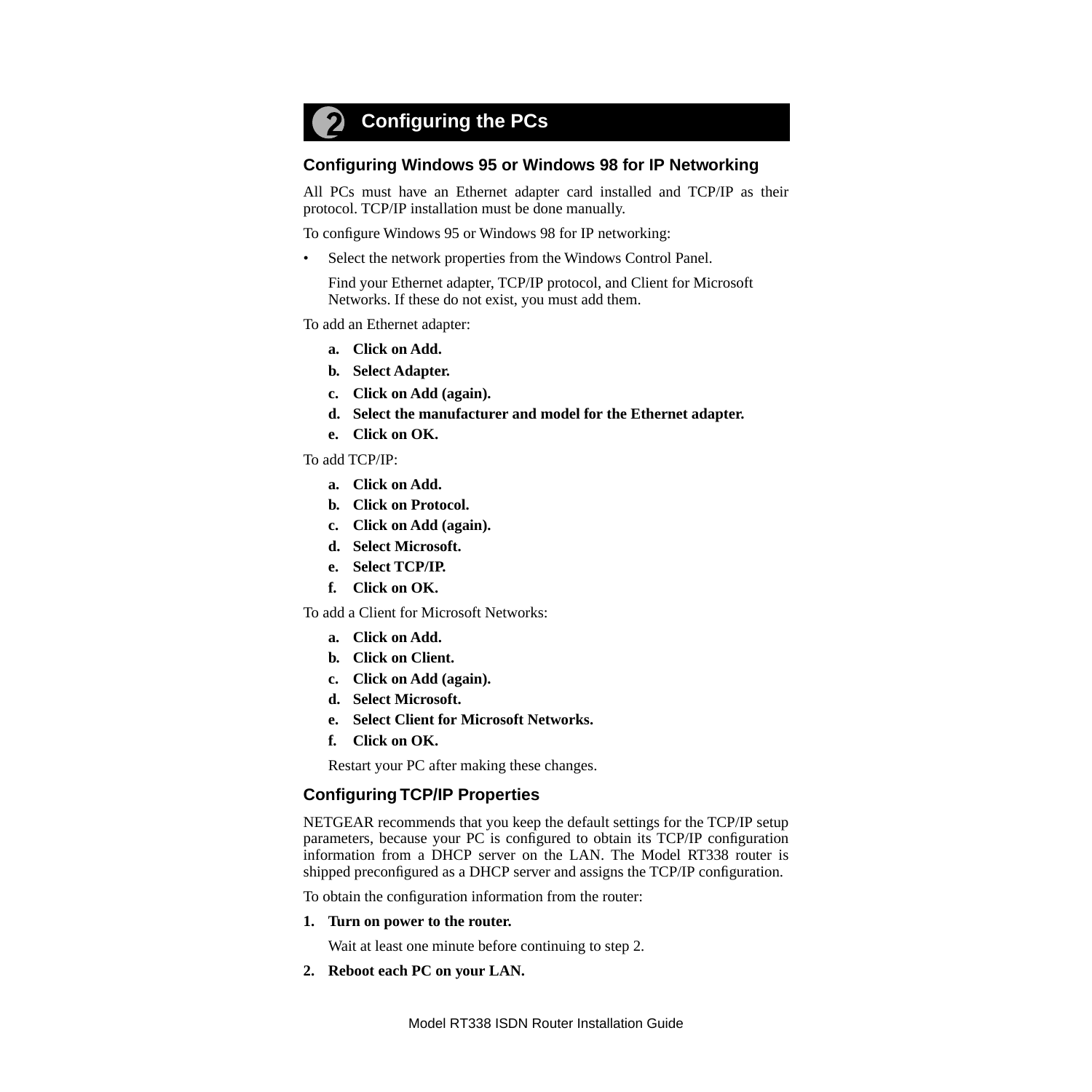## 2 Configuring the PCs

### Configuring Windows 95 or Windows 98 for IP Networking

All PCs must have an Ethernet adapter card installed and TCP/IP as their protocol. TCP/IP installation must be done manually.

To configure Windows 95 or Windows 98 for IP networking:

- Select the network properties from the Windows Control Panel.

  Find your Ethernet adapter, TCP/IP protocol, and Client for Microsoft Networks. If these do not exist, you must add them.

To add an Ethernet adapter:

a. **Click on Add.**
b. **Select Adapter.**
c. **Click on Add (again).**
d. **Select the manufacturer and model for the Ethernet adapter.**
e. **Click on OK.**

To add TCP/IP:

a. **Click on Add.**
b. **Click on Protocol.**
c. **Click on Add (again).**
d. **Select Microsoft.**
e. **Select TCP/IP.**
f. **Click on OK.**

To add a Client for Microsoft Networks:

a. **Click on Add.**
b. **Click on Client.**
c. **Click on Add (again).**
d. **Select Microsoft.**
e. **Select Client for Microsoft Networks.**
f. **Click on OK.**

Restart your PC after making these changes.

### Configuring TCP/IP Properties

NETGEAR recommends that you keep the default settings for the TCP/IP setup parameters, because your PC is configured to obtain its TCP/IP configuration information from a DHCP server on the LAN. The Model RT338 router is shipped preconfigured as a DHCP server and assigns the TCP/IP configuration.

To obtain the configuration information from the router:

1. **Turn on power to the router.**

   Wait at least one minute before continuing to step 2.

2. **Reboot each PC on your LAN.**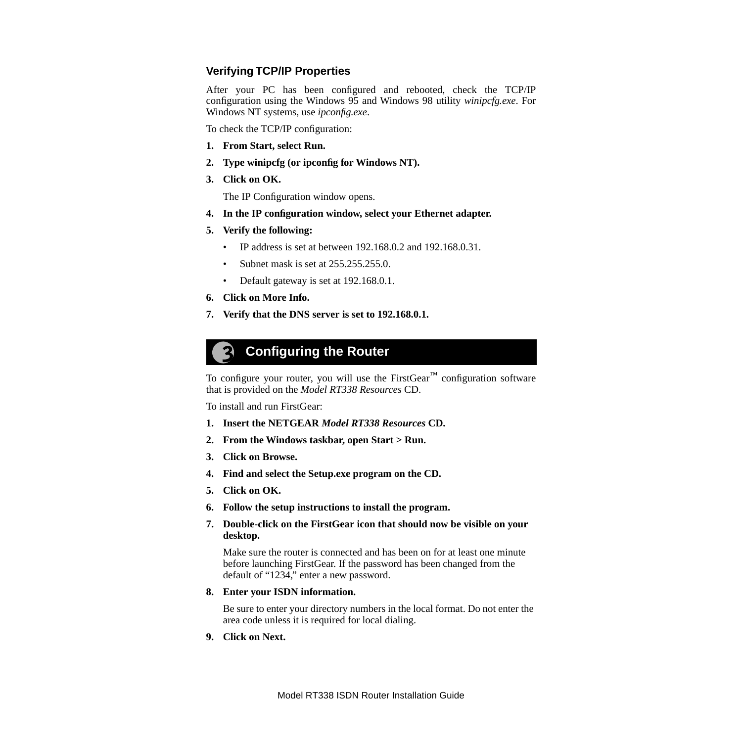### Verifying TCP/IP Properties

After your PC has been configured and rebooted, check the TCP/IP configuration using the Windows 95 and Windows 98 utility *winipcfg.exe*. For Windows NT systems, use *ipconfig.exe*.

To check the TCP/IP configuration:

1. **From Start, select Run.**
2. **Type winipcfg (or ipconfig for Windows NT).**
3. **Click on OK.**

   The IP Configuration window opens.

4. **In the IP configuration window, select your Ethernet adapter.**
5. **Verify the following:**
   - IP address is set at between 192.168.0.2 and 192.168.0.31.
   - Subnet mask is set at 255.255.255.0.
   - Default gateway is set at 192.168.0.1.
6. **Click on More Info.**
7. **Verify that the DNS server is set to 192.168.0.1.**

## 3 Configuring the Router

To configure your router, you will use the FirstGear™ configuration software that is provided on the *Model RT338 Resources* CD.

To install and run FirstGear:

1. **Insert the NETGEAR *Model RT338 Resources* CD.**
2. **From the Windows taskbar, open Start > Run.**
3. **Click on Browse.**
4. **Find and select the Setup.exe program on the CD.**
5. **Click on OK.**
6. **Follow the setup instructions to install the program.**
7. **Double-click on the FirstGear icon that should now be visible on your desktop.**

   Make sure the router is connected and has been on for at least one minute before launching FirstGear. If the password has been changed from the default of “1234,” enter a new password.

8. **Enter your ISDN information.**

   Be sure to enter your directory numbers in the local format. Do not enter the area code unless it is required for local dialing.

9. **Click on Next.**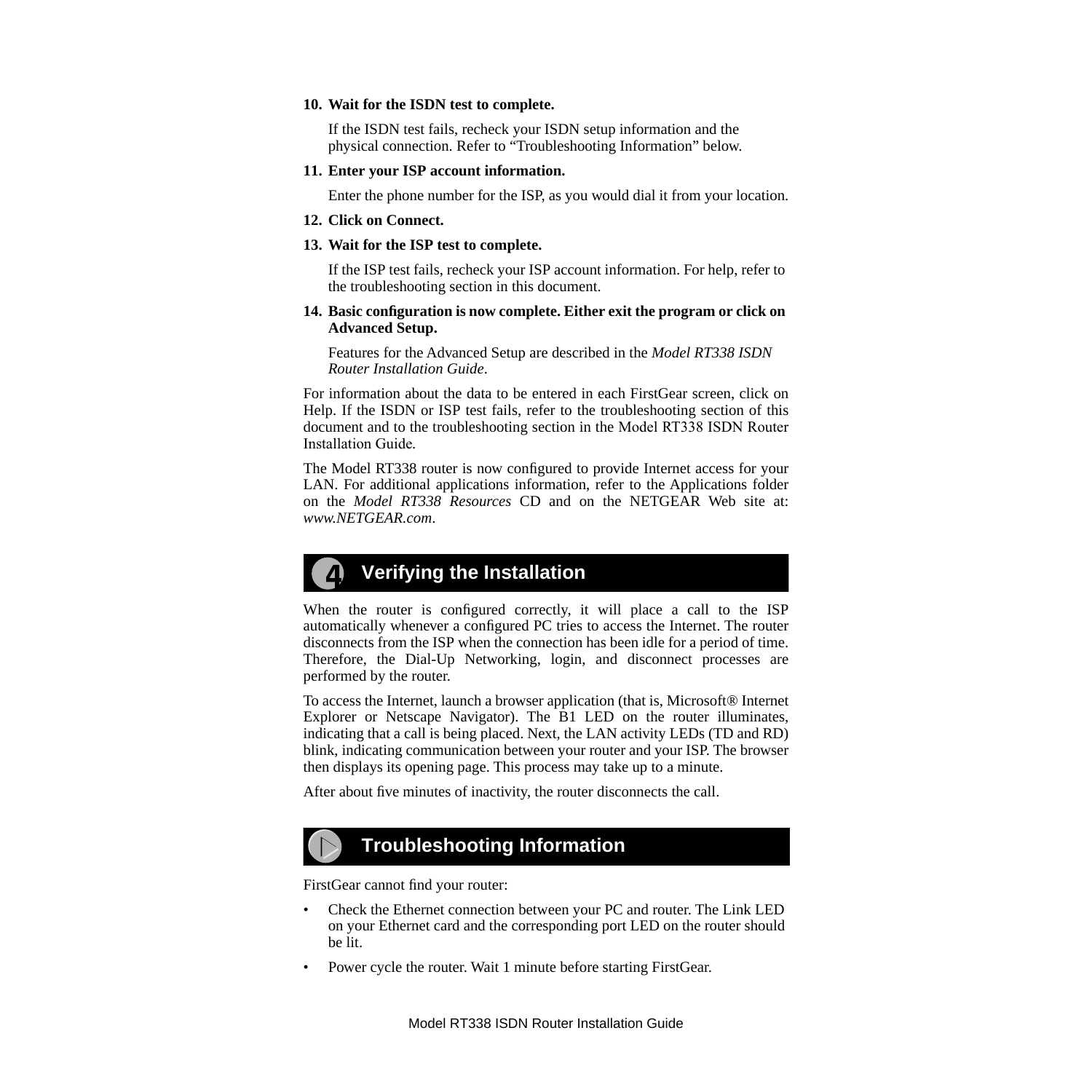10. **Wait for the ISDN test to complete.**

    If the ISDN test fails, recheck your ISDN setup information and the physical connection. Refer to “Troubleshooting Information” below.

11. **Enter your ISP account information.**

    Enter the phone number for the ISP, as you would dial it from your location.

12. **Click on Connect.**

13. **Wait for the ISP test to complete.**

    If the ISP test fails, recheck your ISP account information. For help, refer to the troubleshooting section in this document.

14. **Basic configuration is now complete. Either exit the program or click on Advanced Setup.**

    Features for the Advanced Setup are described in the *Model RT338 ISDN Router Installation Guide*.

For information about the data to be entered in each FirstGear screen, click on Help. If the ISDN or ISP test fails, refer to the troubleshooting section of this document and to the troubleshooting section in the Model RT338 ISDN Router Installation Guide.

The Model RT338 router is now configured to provide Internet access for your LAN. For additional applications information, refer to the Applications folder on the *Model RT338 Resources* CD and on the NETGEAR Web site at: *www.NETGEAR.com*.

## 4 Verifying the Installation

When the router is configured correctly, it will place a call to the ISP automatically whenever a configured PC tries to access the Internet. The router disconnects from the ISP when the connection has been idle for a period of time. Therefore, the Dial-Up Networking, login, and disconnect processes are performed by the router.

To access the Internet, launch a browser application (that is, Microsoft® Internet Explorer or Netscape Navigator). The B1 LED on the router illuminates, indicating that a call is being placed. Next, the LAN activity LEDs (TD and RD) blink, indicating communication between your router and your ISP. The browser then displays its opening page. This process may take up to a minute.

After about five minutes of inactivity, the router disconnects the call.

## Troubleshooting Information

FirstGear cannot find your router:

- Check the Ethernet connection between your PC and router. The Link LED on your Ethernet card and the corresponding port LED on the router should be lit.
- Power cycle the router. Wait 1 minute before starting FirstGear.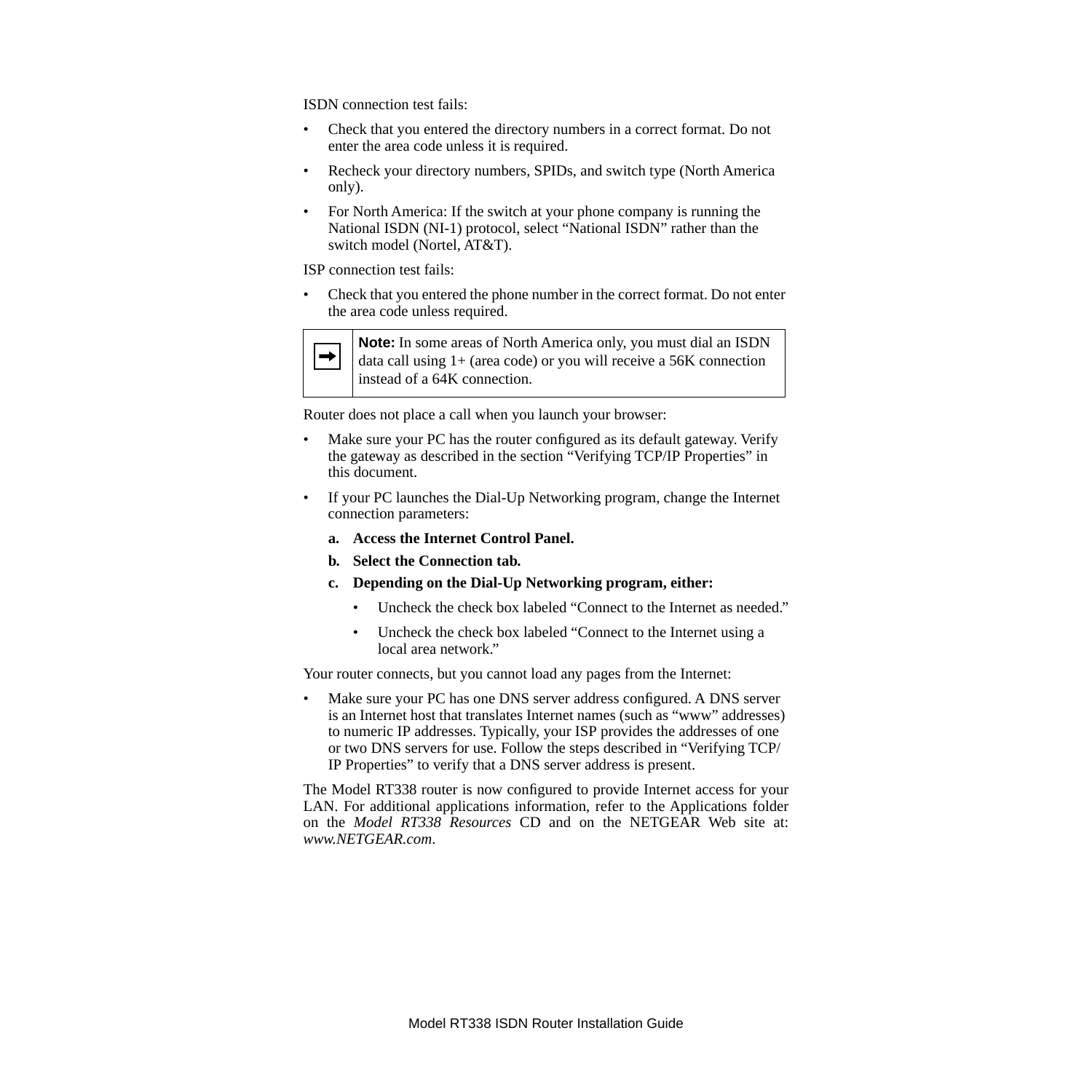ISDN connection test fails:

- Check that you entered the directory numbers in a correct format. Do not enter the area code unless it is required.
- Recheck your directory numbers, SPIDs, and switch type (North America only).
- For North America: If the switch at your phone company is running the National ISDN (NI-1) protocol, select “National ISDN” rather than the switch model (Nortel, AT&T).

ISP connection test fails:

- Check that you entered the phone number in the correct format. Do not enter the area code unless required.

> **Note:** In some areas of North America only, you must dial an ISDN data call using 1+ (area code) or you will receive a 56K connection instead of a 64K connection.

Router does not place a call when you launch your browser:

- Make sure your PC has the router configured as its default gateway. Verify the gateway as described in the section “Verifying TCP/IP Properties” in this document.
- If your PC launches the Dial-Up Networking program, change the Internet connection parameters:
    a. **Access the Internet Control Panel.**
    b. **Select the Connection tab.**
    c. **Depending on the Dial-Up Networking program, either:**
        - Uncheck the check box labeled “Connect to the Internet as needed.”
        - Uncheck the check box labeled “Connect to the Internet using a local area network.”

Your router connects, but you cannot load any pages from the Internet:

- Make sure your PC has one DNS server address configured. A DNS server is an Internet host that translates Internet names (such as “www” addresses) to numeric IP addresses. Typically, your ISP provides the addresses of one or two DNS servers for use. Follow the steps described in “Verifying TCP/IP Properties” to verify that a DNS server address is present.

The Model RT338 router is now configured to provide Internet access for your LAN. For additional applications information, refer to the Applications folder on the *Model RT338 Resources* CD and on the NETGEAR Web site at: *www.NETGEAR.com*.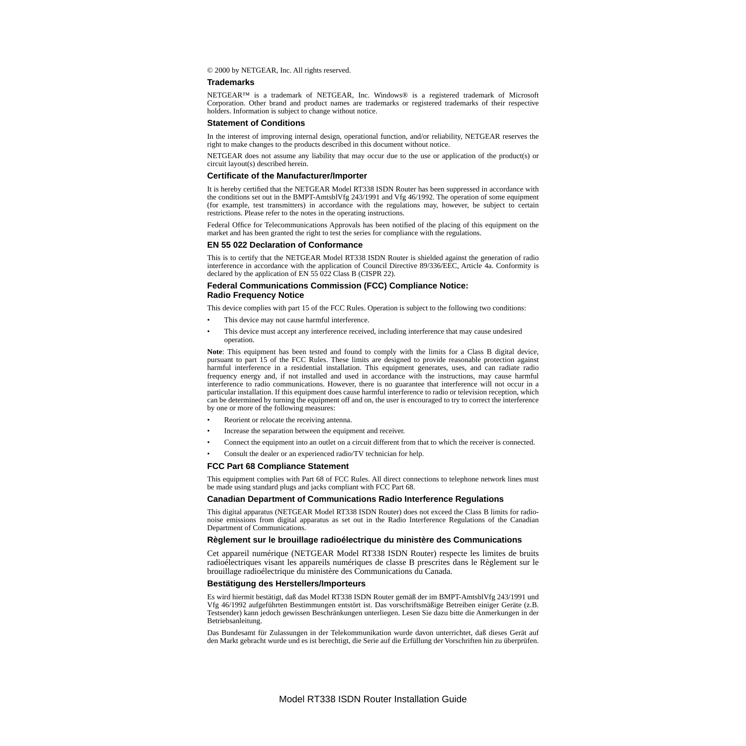© 2000 by NETGEAR, Inc. All rights reserved.

## Trademarks

NETGEAR™ is a trademark of NETGEAR, Inc. Windows® is a registered trademark of Microsoft Corporation. Other brand and product names are trademarks or registered trademarks of their respective holders. Information is subject to change without notice.

## Statement of Conditions

In the interest of improving internal design, operational function, and/or reliability, NETGEAR reserves the right to make changes to the products described in this document without notice.

NETGEAR does not assume any liability that may occur due to the use or application of the product(s) or circuit layout(s) described herein.

## Certificate of the Manufacturer/Importer

It is hereby certified that the NETGEAR Model RT338 ISDN Router has been suppressed in accordance with the conditions set out in the BMPT-AmtsblVfg 243/1991 and Vfg 46/1992. The operation of some equipment (for example, test transmitters) in accordance with the regulations may, however, be subject to certain restrictions. Please refer to the notes in the operating instructions.

Federal Office for Telecommunications Approvals has been notified of the placing of this equipment on the market and has been granted the right to test the series for compliance with the regulations.

## EN 55 022 Declaration of Conformance

This is to certify that the NETGEAR Model RT338 ISDN Router is shielded against the generation of radio interference in accordance with the application of Council Directive 89/336/EEC, Article 4a. Conformity is declared by the application of EN 55 022 Class B (CISPR 22).

## Federal Communications Commission (FCC) Compliance Notice: Radio Frequency Notice

This device complies with part 15 of the FCC Rules. Operation is subject to the following two conditions:

- This device may not cause harmful interference.
- This device must accept any interference received, including interference that may cause undesired operation.

**Note**: This equipment has been tested and found to comply with the limits for a Class B digital device, pursuant to part 15 of the FCC Rules. These limits are designed to provide reasonable protection against harmful interference in a residential installation. This equipment generates, uses, and can radiate radio frequency energy and, if not installed and used in accordance with the instructions, may cause harmful interference to radio communications. However, there is no guarantee that interference will not occur in a particular installation. If this equipment does cause harmful interference to radio or television reception, which can be determined by turning the equipment off and on, the user is encouraged to try to correct the interference by one or more of the following measures:

- Reorient or relocate the receiving antenna.
- Increase the separation between the equipment and receiver.
- Connect the equipment into an outlet on a circuit different from that to which the receiver is connected.
- Consult the dealer or an experienced radio/TV technician for help.

## FCC Part 68 Compliance Statement

This equipment complies with Part 68 of FCC Rules. All direct connections to telephone network lines must be made using standard plugs and jacks compliant with FCC Part 68.

## Canadian Department of Communications Radio Interference Regulations

This digital apparatus (NETGEAR Model RT338 ISDN Router) does not exceed the Class B limits for radio-noise emissions from digital apparatus as set out in the Radio Interference Regulations of the Canadian Department of Communications.

## Règlement sur le brouillage radioélectrique du ministère des Communications

Cet appareil numérique (NETGEAR Model RT338 ISDN Router) respecte les limites de bruits radioélectriques visant les appareils numériques de classe B prescrites dans le Règlement sur le brouillage radioélectrique du ministère des Communications du Canada.

## Bestätigung des Herstellers/Importeurs

Es wird hiermit bestätigt, daß das Model RT338 ISDN Router gemäß der im BMPT-AmtsblVfg 243/1991 und Vfg 46/1992 aufgeführten Bestimmungen entstört ist. Das vorschriftsmäßige Betreiben einiger Geräte (z.B. Testsender) kann jedoch gewissen Beschränkungen unterliegen. Lesen Sie dazu bitte die Anmerkungen in der Betriebsanleitung.

Das Bundesamt für Zulassungen in der Telekommunikation wurde davon unterrichtet, daß dieses Gerät auf den Markt gebracht wurde und es ist berechtigt, die Serie auf die Erfüllung der Vorschriften hin zu überprüfen.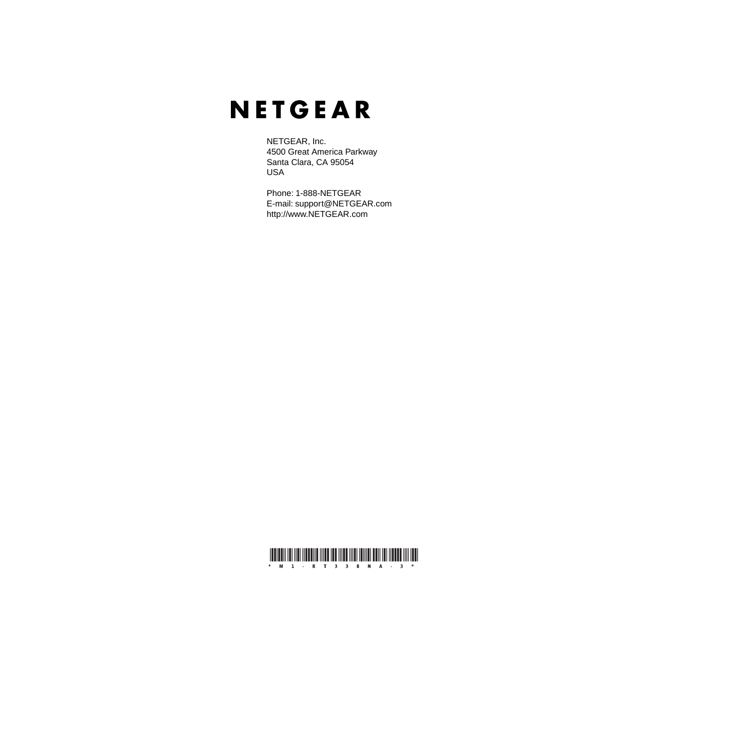# NETGEAR

NETGEAR, Inc.
4500 Great America Parkway
Santa Clara, CA 95054
USA

Phone: 1-888-NETGEAR
E-mail: support@NETGEAR.com
http://www.NETGEAR.com

*M1-RT338NA-3*